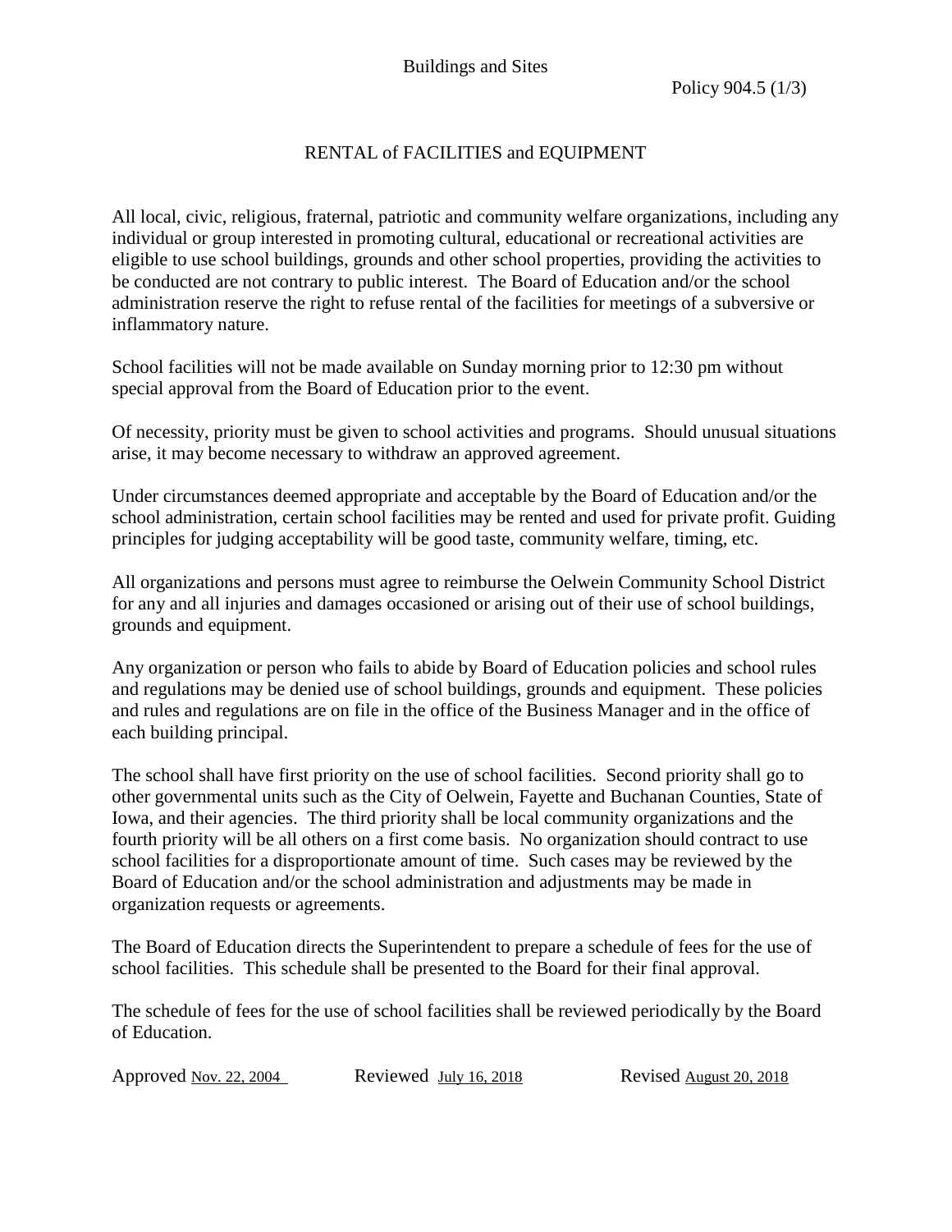Buildings and Sites

Policy 904.5 (1/3)

# RENTAL of FACILITIES and EQUIPMENT

All local, civic, religious, fraternal, patriotic and community welfare organizations, including any individual or group interested in promoting cultural, educational or recreational activities are eligible to use school buildings, grounds and other school properties, providing the activities to be conducted are not contrary to public interest. The Board of Education and/or the school administration reserve the right to refuse rental of the facilities for meetings of a subversive or inflammatory nature.

School facilities will not be made available on Sunday morning prior to 12:30 pm without special approval from the Board of Education prior to the event.

Of necessity, priority must be given to school activities and programs. Should unusual situations arise, it may become necessary to withdraw an approved agreement.

Under circumstances deemed appropriate and acceptable by the Board of Education and/or the school administration, certain school facilities may be rented and used for private profit. Guiding principles for judging acceptability will be good taste, community welfare, timing, etc.

All organizations and persons must agree to reimburse the Oelwein Community School District for any and all injuries and damages occasioned or arising out of their use of school buildings, grounds and equipment.

Any organization or person who fails to abide by Board of Education policies and school rules and regulations may be denied use of school buildings, grounds and equipment. These policies and rules and regulations are on file in the office of the Business Manager and in the office of each building principal.

The school shall have first priority on the use of school facilities. Second priority shall go to other governmental units such as the City of Oelwein, Fayette and Buchanan Counties, State of Iowa, and their agencies. The third priority shall be local community organizations and the fourth priority will be all others on a first come basis. No organization should contract to use school facilities for a disproportionate amount of time. Such cases may be reviewed by the Board of Education and/or the school administration and adjustments may be made in organization requests or agreements.

The Board of Education directs the Superintendent to prepare a schedule of fees for the use of school facilities. This schedule shall be presented to the Board for their final approval.

The schedule of fees for the use of school facilities shall be reviewed periodically by the Board of Education.

Approved Nov. 22, 2004 Reviewed July 16, 2018 Revised August 20, 2018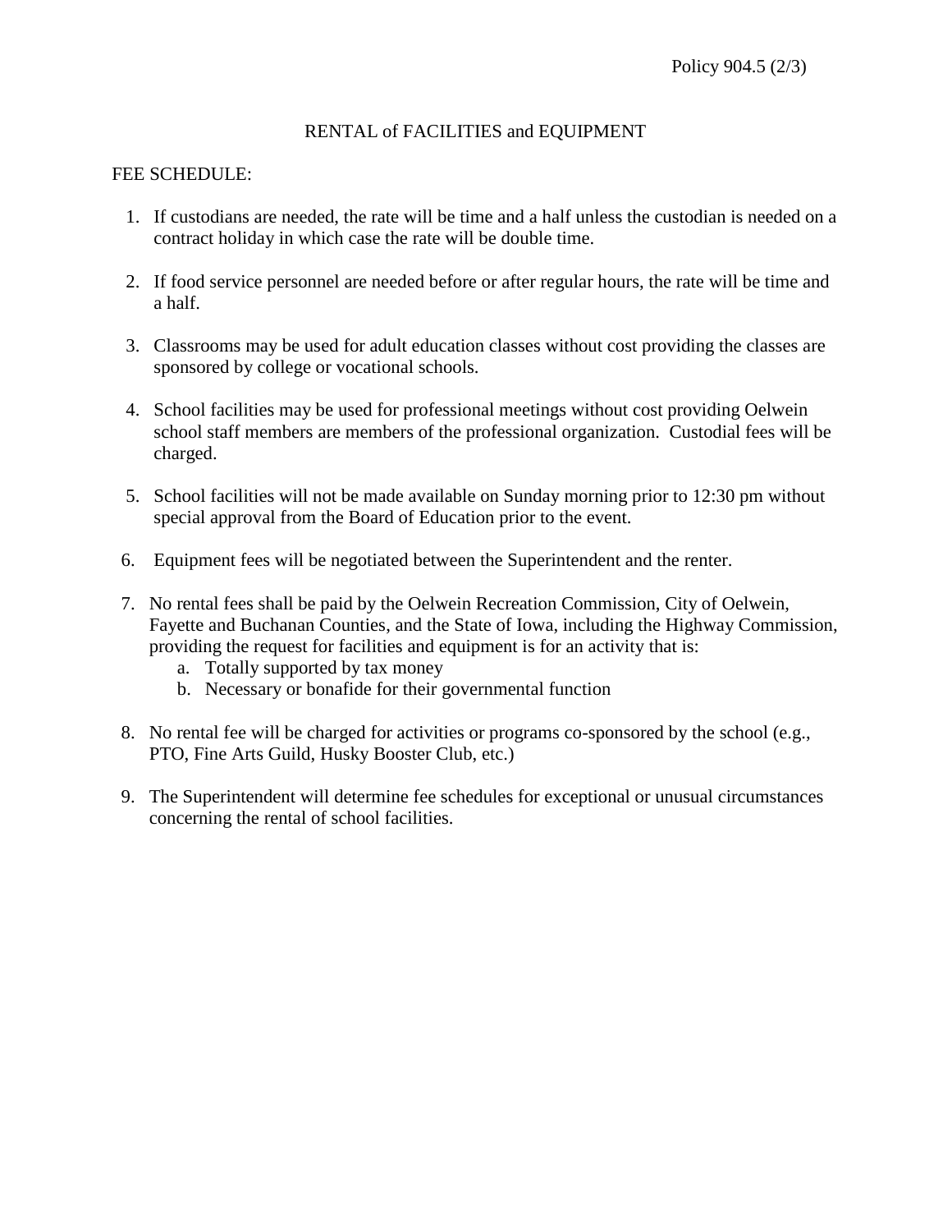## RENTAL of FACILITIES and EQUIPMENT

FEE SCHEDULE:

1. If custodians are needed, the rate will be time and a half unless the custodian is needed on a contract holiday in which case the rate will be double time.

2. If food service personnel are needed before or after regular hours, the rate will be time and a half.

3. Classrooms may be used for adult education classes without cost providing the classes are sponsored by college or vocational schools.

4. School facilities may be used for professional meetings without cost providing Oelwein school staff members are members of the professional organization. Custodial fees will be charged.

5. School facilities will not be made available on Sunday morning prior to 12:30 pm without special approval from the Board of Education prior to the event.

6. Equipment fees will be negotiated between the Superintendent and the renter.

7. No rental fees shall be paid by the Oelwein Recreation Commission, City of Oelwein, Fayette and Buchanan Counties, and the State of Iowa, including the Highway Commission, providing the request for facilities and equipment is for an activity that is:
   a. Totally supported by tax money
   b. Necessary or bonafide for their governmental function

8. No rental fee will be charged for activities or programs co-sponsored by the school (e.g., PTO, Fine Arts Guild, Husky Booster Club, etc.)

9. The Superintendent will determine fee schedules for exceptional or unusual circumstances concerning the rental of school facilities.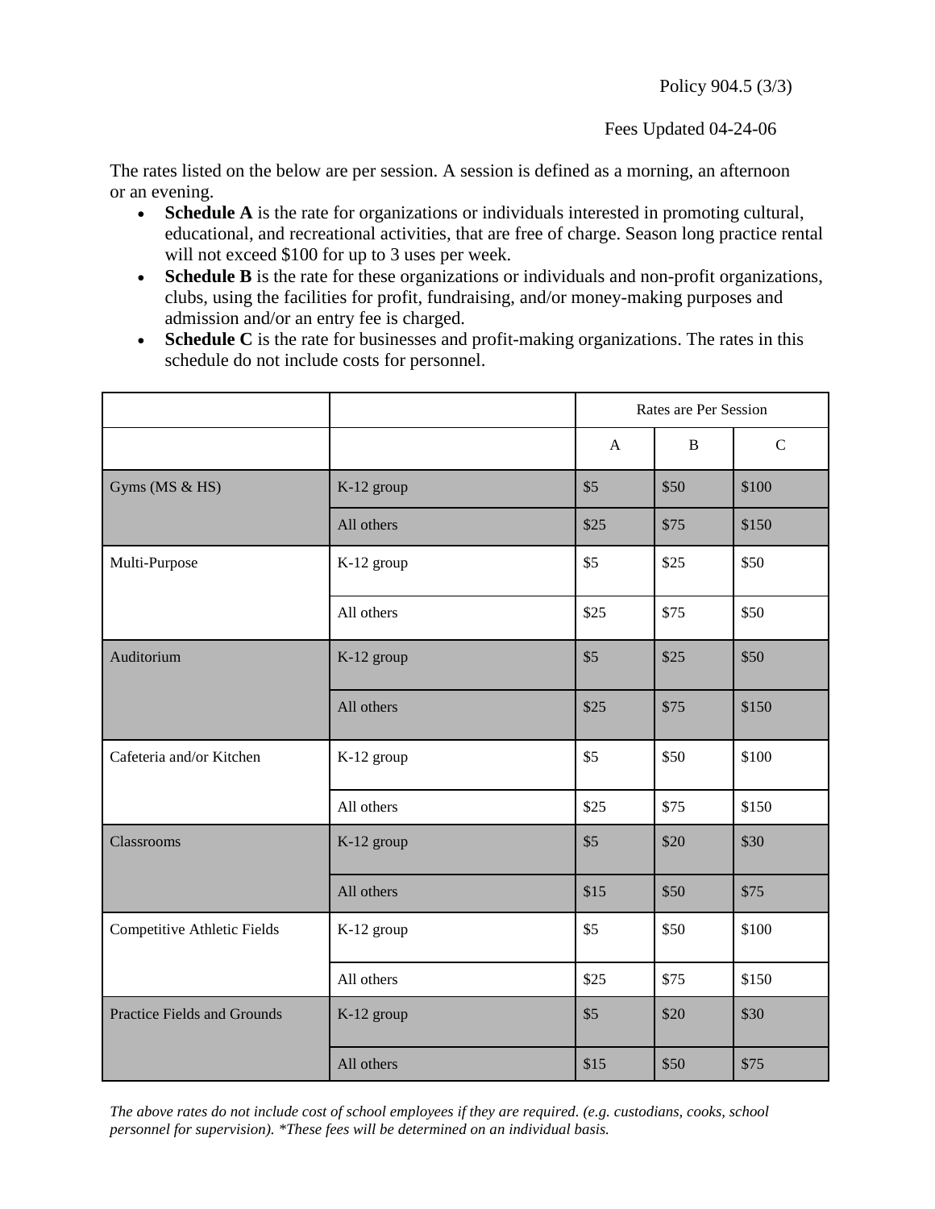Policy 904.5 (3/3)

Fees Updated 04-24-06

The rates listed on the below are per session. A session is defined as a morning, an afternoon or an evening.

- **Schedule A** is the rate for organizations or individuals interested in promoting cultural, educational, and recreational activities, that are free of charge. Season long practice rental will not exceed $100 for up to 3 uses per week.
- **Schedule B** is the rate for these organizations or individuals and non-profit organizations, clubs, using the facilities for profit, fundraising, and/or money-making purposes and admission and/or an entry fee is charged.
- **Schedule C** is the rate for businesses and profit-making organizations. The rates in this schedule do not include costs for personnel.

| | | Rates are Per Session | | |
|---|---|---|---|---|
| | | A | B | C |
| Gyms (MS & HS) | K-12 group | $5 | $50 | $100 |
| | All others | $25 | $75 | $150 |
| Multi-Purpose | K-12 group | $5 | $25 | $50 |
| | All others | $25 | $75 | $50 |
| Auditorium | K-12 group | $5 | $25 | $50 |
| | All others | $25 | $75 | $150 |
| Cafeteria and/or Kitchen | K-12 group | $5 | $50 | $100 |
| | All others | $25 | $75 | $150 |
| Classrooms | K-12 group | $5 | $20 | $30 |
| | All others | $15 | $50 | $75 |
| Competitive Athletic Fields | K-12 group | $5 | $50 | $100 |
| | All others | $25 | $75 | $150 |
| Practice Fields and Grounds | K-12 group | $5 | $20 | $30 |
| | All others | $15 | $50 | $75 |

*The above rates do not include cost of school employees if they are required. (e.g. custodians, cooks, school personnel for supervision). *These fees will be determined on an individual basis.*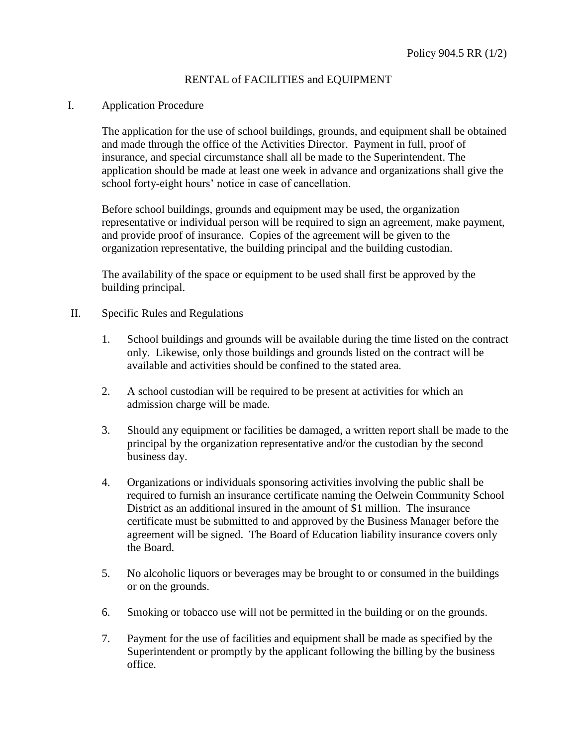Policy 904.5 RR (1/2)

# RENTAL of FACILITIES and EQUIPMENT

## I. Application Procedure

The application for the use of school buildings, grounds, and equipment shall be obtained and made through the office of the Activities Director. Payment in full, proof of insurance, and special circumstance shall all be made to the Superintendent. The application should be made at least one week in advance and organizations shall give the school forty-eight hours' notice in case of cancellation.

Before school buildings, grounds and equipment may be used, the organization representative or individual person will be required to sign an agreement, make payment, and provide proof of insurance. Copies of the agreement will be given to the organization representative, the building principal and the building custodian.

The availability of the space or equipment to be used shall first be approved by the building principal.

## II. Specific Rules and Regulations

1. School buildings and grounds will be available during the time listed on the contract only. Likewise, only those buildings and grounds listed on the contract will be available and activities should be confined to the stated area.

2. A school custodian will be required to be present at activities for which an admission charge will be made.

3. Should any equipment or facilities be damaged, a written report shall be made to the principal by the organization representative and/or the custodian by the second business day.

4. Organizations or individuals sponsoring activities involving the public shall be required to furnish an insurance certificate naming the Oelwein Community School District as an additional insured in the amount of $1 million. The insurance certificate must be submitted to and approved by the Business Manager before the agreement will be signed. The Board of Education liability insurance covers only the Board.

5. No alcoholic liquors or beverages may be brought to or consumed in the buildings or on the grounds.

6. Smoking or tobacco use will not be permitted in the building or on the grounds.

7. Payment for the use of facilities and equipment shall be made as specified by the Superintendent or promptly by the applicant following the billing by the business office.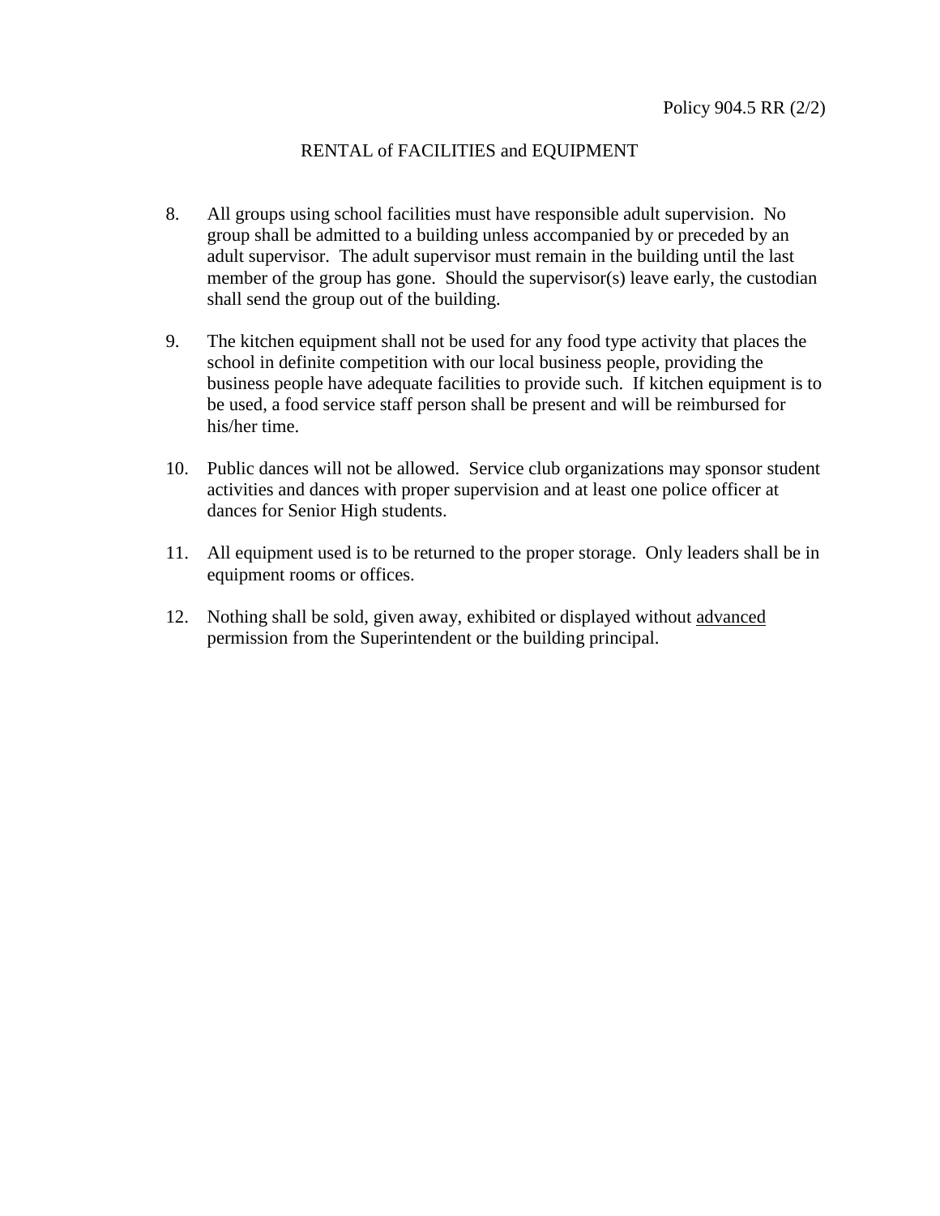Policy 904.5 RR (2/2)

## RENTAL of FACILITIES and EQUIPMENT

8. All groups using school facilities must have responsible adult supervision. No group shall be admitted to a building unless accompanied by or preceded by an adult supervisor. The adult supervisor must remain in the building until the last member of the group has gone. Should the supervisor(s) leave early, the custodian shall send the group out of the building.

9. The kitchen equipment shall not be used for any food type activity that places the school in definite competition with our local business people, providing the business people have adequate facilities to provide such. If kitchen equipment is to be used, a food service staff person shall be present and will be reimbursed for his/her time.

10. Public dances will not be allowed. Service club organizations may sponsor student activities and dances with proper supervision and at least one police officer at dances for Senior High students.

11. All equipment used is to be returned to the proper storage. Only leaders shall be in equipment rooms or offices.

12. Nothing shall be sold, given away, exhibited or displayed without <u>advanced</u> permission from the Superintendent or the building principal.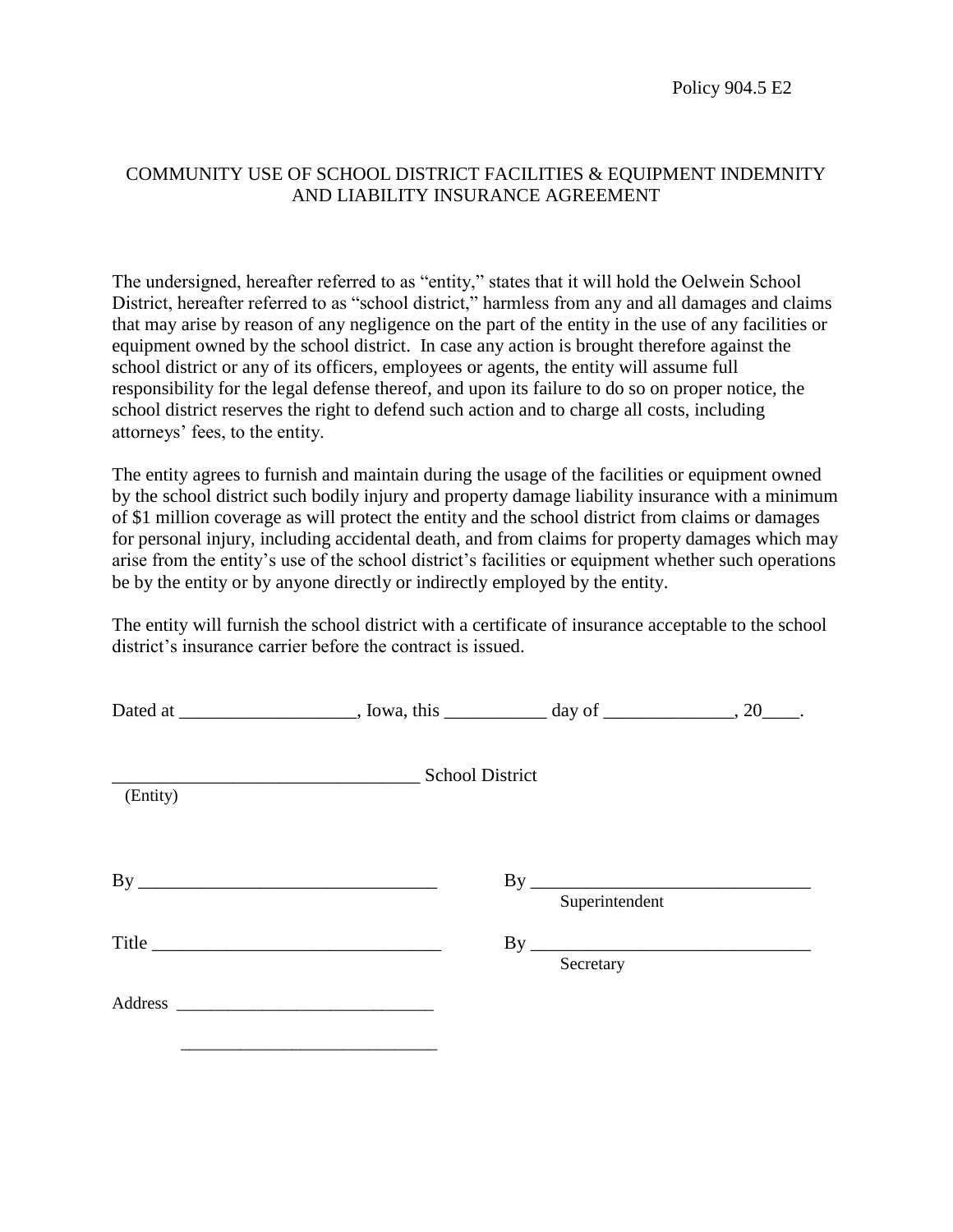Policy 904.5 E2

## COMMUNITY USE OF SCHOOL DISTRICT FACILITIES & EQUIPMENT INDEMNITY AND LIABILITY INSURANCE AGREEMENT

The undersigned, hereafter referred to as "entity," states that it will hold the Oelwein School District, hereafter referred to as "school district," harmless from any and all damages and claims that may arise by reason of any negligence on the part of the entity in the use of any facilities or equipment owned by the school district. In case any action is brought therefore against the school district or any of its officers, employees or agents, the entity will assume full responsibility for the legal defense thereof, and upon its failure to do so on proper notice, the school district reserves the right to defend such action and to charge all costs, including attorneys' fees, to the entity.

The entity agrees to furnish and maintain during the usage of the facilities or equipment owned by the school district such bodily injury and property damage liability insurance with a minimum of $1 million coverage as will protect the entity and the school district from claims or damages for personal injury, including accidental death, and from claims for property damages which may arise from the entity's use of the school district's facilities or equipment whether such operations be by the entity or by anyone directly or indirectly employed by the entity.

The entity will furnish the school district with a certificate of insurance acceptable to the school district's insurance carrier before the contract is issued.

Dated at ___________________, Iowa, this ___________ day of ______________, 20____.

_________________________________ School District
(Entity)

By ________________________________ By _______________________________
Superintendent

Title _______________________________ By _______________________________
Secretary

Address _____________________________

_____________________________